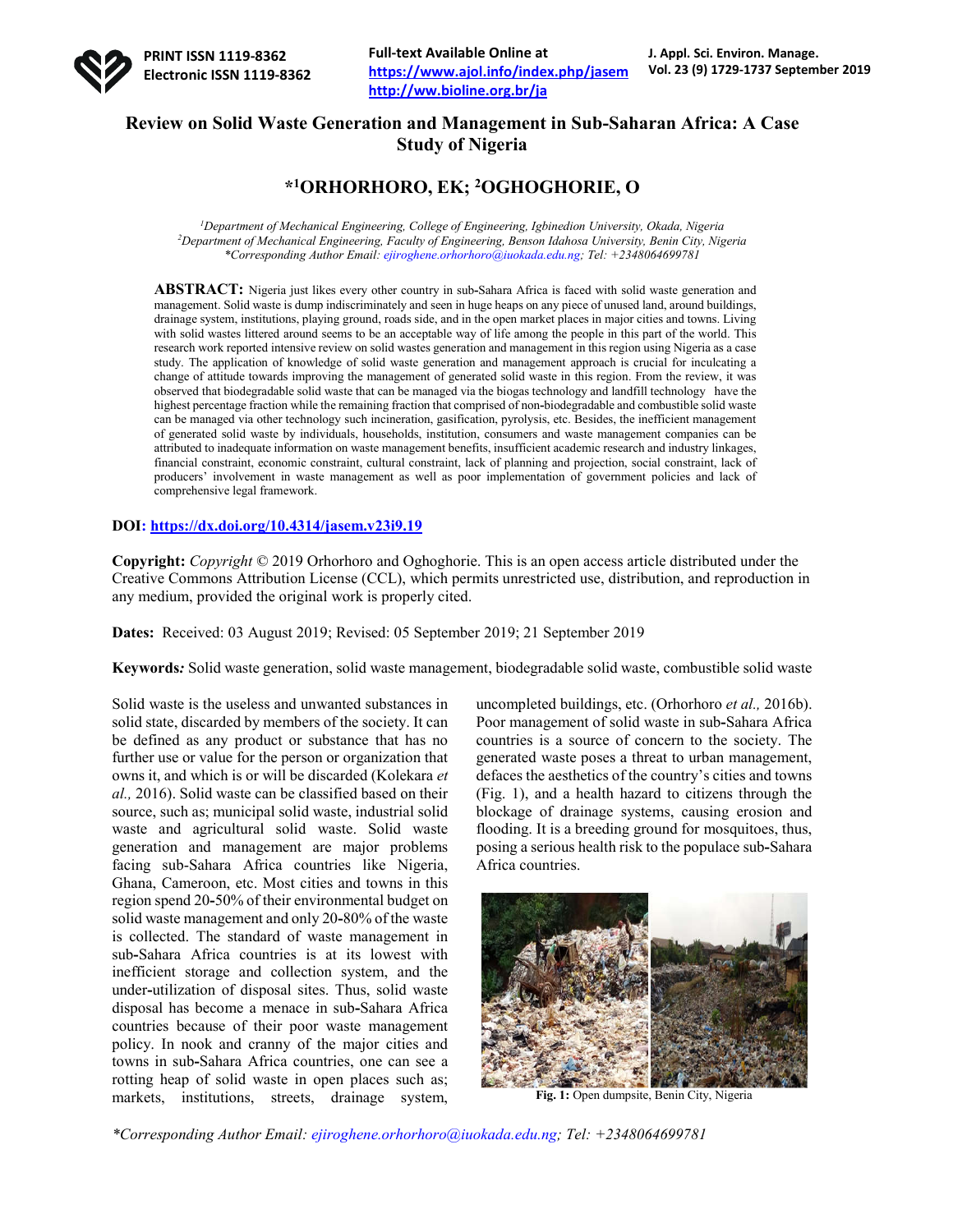# Review on Solid Waste Generation and Management in Sub-Saharan Africa: A Case Study of Nigeria

## *[1]ORHORHORO, EK; [2]OGHOGHORIE, O

[1]*Department of Mechanical Engineering, College of Engineering, Igbinedion University, Okada, Nigeria*
[2]*Department of Mechanical Engineering, Faculty of Engineering, Benson Idahosa University, Benin City, Nigeria*
*\*Corresponding Author Email: ejiroghene.orhorhoro@iuokada.edu.ng; Tel: +2348064699781*

**ABSTRACT:** Nigeria just likes every other country in sub-Sahara Africa is faced with solid waste generation and management. Solid waste is dump indiscriminately and seen in huge heaps on any piece of unused land, around buildings, drainage system, institutions, playing ground, roads side, and in the open market places in major cities and towns. Living with solid wastes littered around seems to be an acceptable way of life among the people in this part of the world. This research work reported intensive review on solid wastes generation and management in this region using Nigeria as a case study. The application of knowledge of solid waste generation and management approach is crucial for inculcating a change of attitude towards improving the management of generated solid waste in this region. From the review, it was observed that biodegradable solid waste that can be managed via the biogas technology and landfill technology have the highest percentage fraction while the remaining fraction that comprised of non-biodegradable and combustible solid waste can be managed via other technology such incineration, gasification, pyrolysis, etc. Besides, the inefficient management of generated solid waste by individuals, households, institution, consumers and waste management companies can be attributed to inadequate information on waste management benefits, insufficient academic research and industry linkages, financial constraint, economic constraint, cultural constraint, lack of planning and projection, social constraint, lack of producers' involvement in waste management as well as poor implementation of government policies and lack of comprehensive legal framework.

**DOI:** https://dx.doi.org/10.4314/jasem.v23i9.19

**Copyright:** *Copyright* © 2019 Orhorhoro and Oghoghorie. This is an open access article distributed under the Creative Commons Attribution License (CCL), which permits unrestricted use, distribution, and reproduction in any medium, provided the original work is properly cited.

**Dates:** Received: 03 August 2019; Revised: 05 September 2019; 21 September 2019

**Keywords***:* Solid waste generation, solid waste management, biodegradable solid waste, combustible solid waste

Solid waste is the useless and unwanted substances in solid state, discarded by members of the society. It can be defined as any product or substance that has no further use or value for the person or organization that owns it, and which is or will be discarded (Kolekara *et al.,* 2016). Solid waste can be classified based on their source, such as; municipal solid waste, industrial solid waste and agricultural solid waste. Solid waste generation and management are major problems facing sub-Sahara Africa countries like Nigeria, Ghana, Cameroon, etc. Most cities and towns in this region spend 20-50% of their environmental budget on solid waste management and only 20-80% of the waste is collected. The standard of waste management in sub-Sahara Africa countries is at its lowest with inefficient storage and collection system, and the under-utilization of disposal sites. Thus, solid waste disposal has become a menace in sub-Sahara Africa countries because of their poor waste management policy. In nook and cranny of the major cities and towns in sub-Sahara Africa countries, one can see a rotting heap of solid waste in open places such as; markets, institutions, streets, drainage system, uncompleted buildings, etc. (Orhorhoro *et al.,* 2016b). Poor management of solid waste in sub-Sahara Africa countries is a source of concern to the society. The generated waste poses a threat to urban management, defaces the aesthetics of the country's cities and towns (Fig. 1), and a health hazard to citizens through the blockage of drainage systems, causing erosion and flooding. It is a breeding ground for mosquitoes, thus, posing a serious health risk to the populace sub-Sahara Africa countries.

**Fig. 1:** Open dumpsite, Benin City, Nigeria

*\*Corresponding Author Email: ejiroghene.orhorhoro@iuokada.edu.ng; Tel: +2348064699781*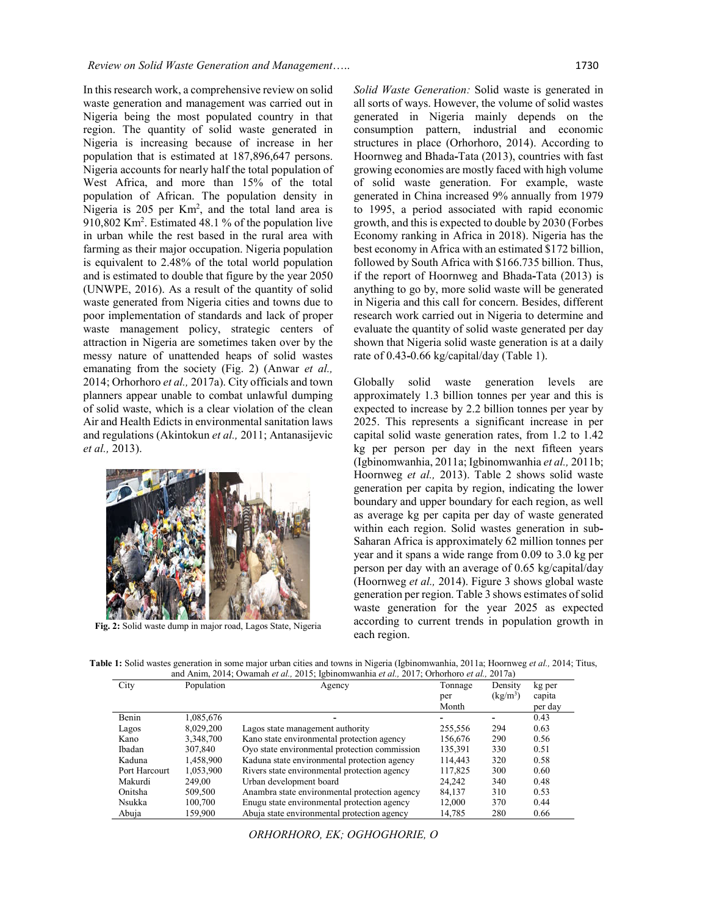In this research work, a comprehensive review on solid waste generation and management was carried out in Nigeria being the most populated country in that region. The quantity of solid waste generated in Nigeria is increasing because of increase in her population that is estimated at 187,896,647 persons. Nigeria accounts for nearly half the total population of West Africa, and more than 15% of the total population of African. The population density in Nigeria is 205 per Km$^2$, and the total land area is 910,802 Km$^2$. Estimated 48.1 % of the population live in urban while the rest based in the rural area with farming as their major occupation. Nigeria population is equivalent to 2.48% of the total world population and is estimated to double that figure by the year 2050 (UNWPE, 2016). As a result of the quantity of solid waste generated from Nigeria cities and towns due to poor implementation of standards and lack of proper waste management policy, strategic centers of attraction in Nigeria are sometimes taken over by the messy nature of unattended heaps of solid wastes emanating from the society (Fig. 2) (Anwar *et al.,* 2014; Orhorhoro *et al.,* 2017a). City officials and town planners appear unable to combat unlawful dumping of solid waste, which is a clear violation of the clean Air and Health Edicts in environmental sanitation laws and regulations (Akintokun *et al.,* 2011; Antanasijevic *et al.,* 2013).

**Fig. 2:** Solid waste dump in major road, Lagos State, Nigeria

*Solid Waste Generation:* Solid waste is generated in all sorts of ways. However, the volume of solid wastes generated in Nigeria mainly depends on the consumption pattern, industrial and economic structures in place (Orhorhoro, 2014). According to Hoornweg and Bhada-Tata (2013), countries with fast growing economies are mostly faced with high volume of solid waste generation. For example, waste generated in China increased 9% annually from 1979 to 1995, a period associated with rapid economic growth, and this is expected to double by 2030 (Forbes Economy ranking in Africa in 2018). Nigeria has the best economy in Africa with an estimated $172 billion, followed by South Africa with $166.735 billion. Thus, if the report of Hoornweg and Bhada-Tata (2013) is anything to go by, more solid waste will be generated in Nigeria and this call for concern. Besides, different research work carried out in Nigeria to determine and evaluate the quantity of solid waste generated per day shown that Nigeria solid waste generation is at a daily rate of 0.43-0.66 kg/capital/day (Table 1).

Globally solid waste generation levels are approximately 1.3 billion tonnes per year and this is expected to increase by 2.2 billion tonnes per year by 2025. This represents a significant increase in per capital solid waste generation rates, from 1.2 to 1.42 kg per person per day in the next fifteen years (Igbinomwanhia, 2011a; Igbinomwanhia *et al.,* 2011b; Hoornweg *et al.,* 2013). Table 2 shows solid waste generation per capita by region, indicating the lower boundary and upper boundary for each region, as well as average kg per capita per day of waste generated within each region. Solid wastes generation in sub-Saharan Africa is approximately 62 million tonnes per year and it spans a wide range from 0.09 to 3.0 kg per person per day with an average of 0.65 kg/capital/day (Hoornweg *et al.,* 2014). Figure 3 shows global waste generation per region. Table 3 shows estimates of solid waste generation for the year 2025 as expected according to current trends in population growth in each region.

**Table 1:** Solid wastes generation in some major urban cities and towns in Nigeria (Igbinomwanhia, 2011a; Hoornweg *et al.,* 2014; Titus, and Anim, 2014; Owamah *et al.,* 2015; Igbinomwanhia *et al.,* 2017; Orhorhoro *et al.,* 2017a)

| City | Population | Agency | Tonnage per Month | Density (kg/m$^3$) | kg per capita per day |
|---|---|---|---|---|---|
| Benin | 1,085,676 | - | - | - | 0.43 |
| Lagos | 8,029,200 | Lagos state management authority | 255,556 | 294 | 0.63 |
| Kano | 3,348,700 | Kano state environmental protection agency | 156,676 | 290 | 0.56 |
| Ibadan | 307,840 | Oyo state environmental protection commission | 135,391 | 330 | 0.51 |
| Kaduna | 1,458,900 | Kaduna state environmental protection agency | 114,443 | 320 | 0.58 |
| Port Harcourt | 1,053,900 | Rivers state environmental protection agency | 117,825 | 300 | 0.60 |
| Makurdi | 249,00 | Urban development board | 24,242 | 340 | 0.48 |
| Onitsha | 509,500 | Anambra state environmental protection agency | 84,137 | 310 | 0.53 |
| Nsukka | 100,700 | Enugu state environmental protection agency | 12,000 | 370 | 0.44 |
| Abuja | 159,900 | Abuja state environmental protection agency | 14,785 | 280 | 0.66 |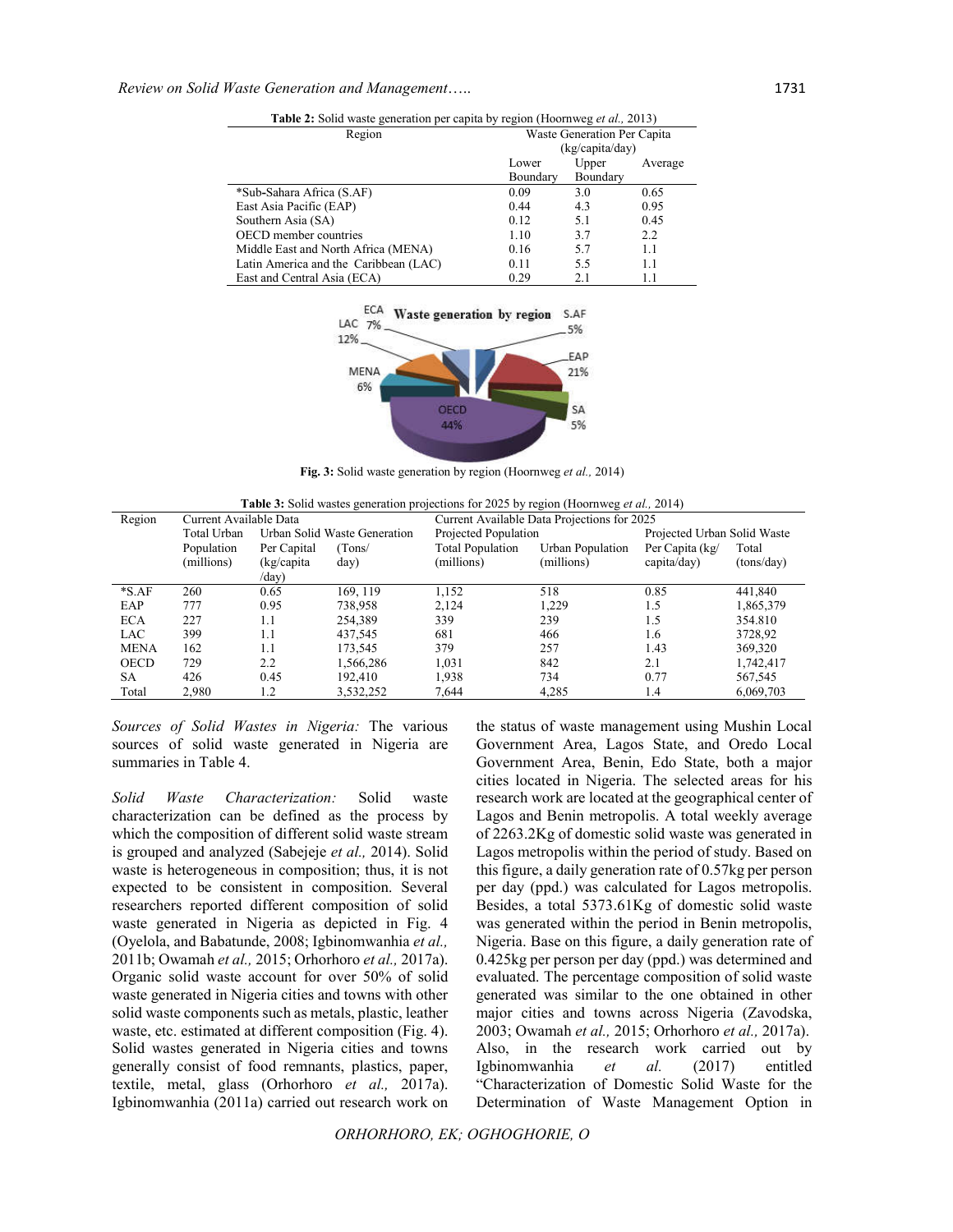**Table 2:** Solid waste generation per capita by region (Hoornweg *et al.,* 2013)

| Region | Waste Generation Per Capita (kg/capita/day) | | |
|---|---|---|---|
| | Lower Boundary | Upper Boundary | Average |
| *Sub-Sahara Africa (S.AF) | 0.09 | 3.0 | 0.65 |
| East Asia Pacific (EAP) | 0.44 | 4.3 | 0.95 |
| Southern Asia (SA) | 0.12 | 5.1 | 0.45 |
| OECD member countries | 1.10 | 3.7 | 2.2 |
| Middle East and North Africa (MENA) | 0.16 | 5.7 | 1.1 |
| Latin America and the Caribbean (LAC) | 0.11 | 5.5 | 1.1 |
| East and Central Asia (ECA) | 0.29 | 2.1 | 1.1 |

**Fig. 3:** Solid waste generation by region (Hoornweg *et al.,* 2014)

**Table 3:** Solid wastes generation projections for 2025 by region (Hoornweg *et al.,* 2014)

| Region | Current Available Data | | | Current Available Data Projections for 2025 | | | |
|---|---|---|---|---|---|---|---|
| | Total Urban Population (millions) | Urban Solid Waste Generation | | Projected Population | | Projected Urban Solid Waste | |
| | | Per Capital (kg/capita/day) | (Tons/day) | Total Population (millions) | Urban Population (millions) | Per Capita (kg/capita/day) | Total (tons/day) |
| *S.AF | 260 | 0.65 | 169, 119 | 1,152 | 518 | 0.85 | 441,840 |
| EAP | 777 | 0.95 | 738,958 | 2,124 | 1,229 | 1.5 | 1,865,379 |
| ECA | 227 | 1.1 | 254,389 | 339 | 239 | 1.5 | 354.810 |
| LAC | 399 | 1.1 | 437,545 | 681 | 466 | 1.6 | 3728,92 |
| MENA | 162 | 1.1 | 173,545 | 379 | 257 | 1.43 | 369,320 |
| OECD | 729 | 2.2 | 1,566,286 | 1,031 | 842 | 2.1 | 1,742,417 |
| SA | 426 | 0.45 | 192,410 | 1,938 | 734 | 0.77 | 567,545 |
| Total | 2,980 | 1.2 | 3,532,252 | 7,644 | 4,285 | 1.4 | 6,069,703 |

*Sources of Solid Wastes in Nigeria:* The various sources of solid waste generated in Nigeria are summaries in Table 4.

*Solid Waste Characterization:* Solid waste characterization can be defined as the process by which the composition of different solid waste stream is grouped and analyzed (Sabejeje *et al.,* 2014). Solid waste is heterogeneous in composition; thus, it is not expected to be consistent in composition. Several researchers reported different composition of solid waste generated in Nigeria as depicted in Fig. 4 (Oyelola, and Babatunde, 2008; Igbinomwanhia *et al.,* 2011b; Owamah *et al.,* 2015; Orhorhoro *et al.,* 2017a). Organic solid waste account for over 50% of solid waste generated in Nigeria cities and towns with other solid waste components such as metals, plastic, leather waste, etc. estimated at different composition (Fig. 4). Solid wastes generated in Nigeria cities and towns generally consist of food remnants, plastics, paper, textile, metal, glass (Orhorhoro *et al.,* 2017a). Igbinomwanhia (2011a) carried out research work on the status of waste management using Mushin Local Government Area, Lagos State, and Oredo Local Government Area, Benin, Edo State, both a major cities located in Nigeria. The selected areas for his research work are located at the geographical center of Lagos and Benin metropolis. A total weekly average of 2263.2Kg of domestic solid waste was generated in Lagos metropolis within the period of study. Based on this figure, a daily generation rate of 0.57kg per person per day (ppd.) was calculated for Lagos metropolis. Besides, a total 5373.61Kg of domestic solid waste was generated within the period in Benin metropolis, Nigeria. Base on this figure, a daily generation rate of 0.425kg per person per day (ppd.) was determined and evaluated. The percentage composition of solid waste generated was similar to the one obtained in other major cities and towns across Nigeria (Zavodska, 2003; Owamah *et al.,* 2015; Orhorhoro *et al.,* 2017a). Also, in the research work carried out by Igbinomwanhia *et al.* (2017) entitled "Characterization of Domestic Solid Waste for the Determination of Waste Management Option in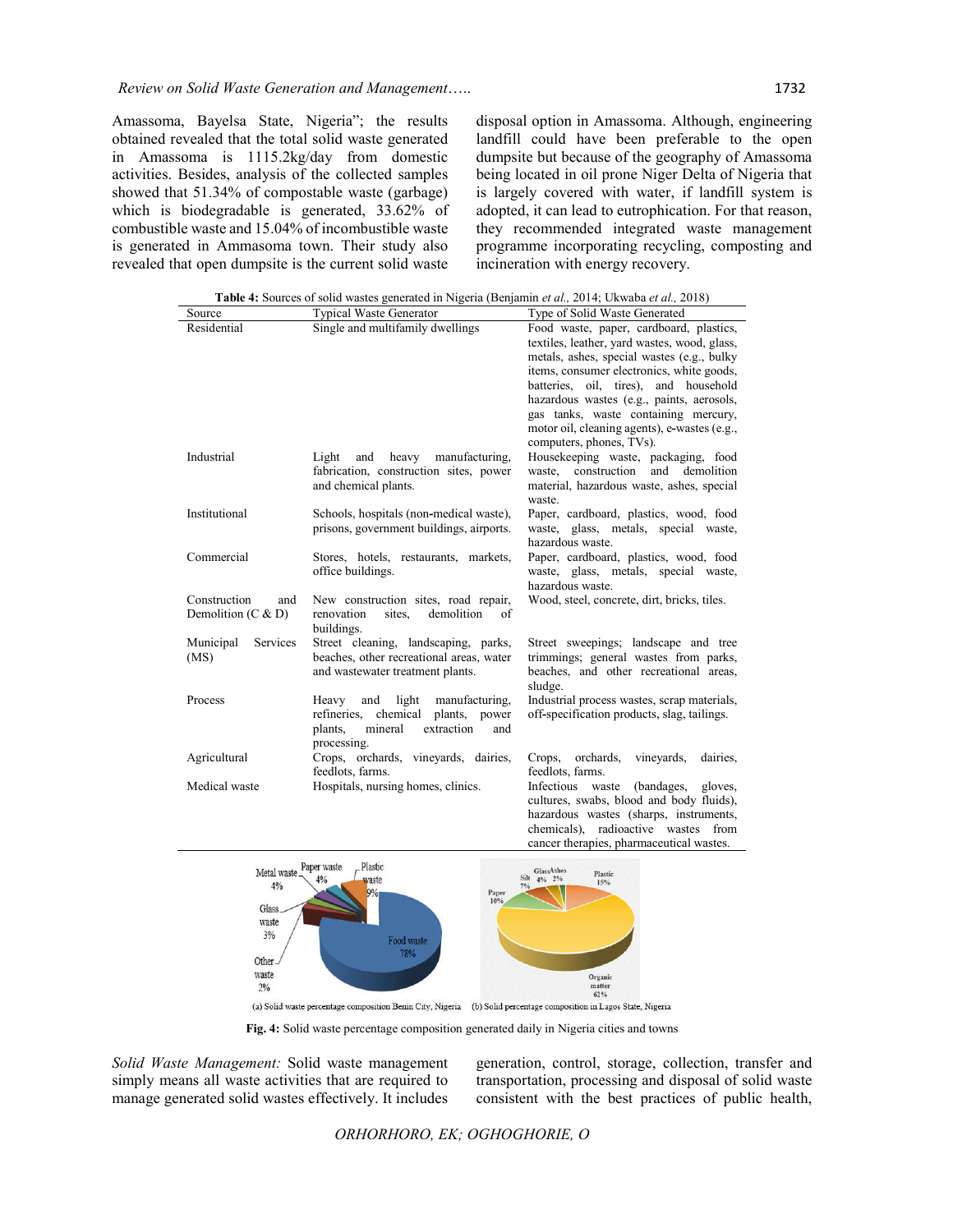Amassoma, Bayelsa State, Nigeria"; the results obtained revealed that the total solid waste generated in Amassoma is 1115.2kg/day from domestic activities. Besides, analysis of the collected samples showed that 51.34% of compostable waste (garbage) which is biodegradable is generated, 33.62% of combustible waste and 15.04% of incombustible waste is generated in Ammasoma town. Their study also revealed that open dumpsite is the current solid waste disposal option in Amassoma. Although, engineering landfill could have been preferable to the open dumpsite but because of the geography of Amassoma being located in oil prone Niger Delta of Nigeria that is largely covered with water, if landfill system is adopted, it can lead to eutrophication. For that reason, they recommended integrated waste management programme incorporating recycling, composting and incineration with energy recovery.

**Table 4:** Sources of solid wastes generated in Nigeria (Benjamin *et al.,* 2014; Ukwaba *et al.,* 2018)

| Source | Typical Waste Generator | Type of Solid Waste Generated |
|---|---|---|
| Residential | Single and multifamily dwellings | Food waste, paper, cardboard, plastics, textiles, leather, yard wastes, wood, glass, metals, ashes, special wastes (e.g., bulky items, consumer electronics, white goods, batteries, oil, tires), and household hazardous wastes (e.g., paints, aerosols, gas tanks, waste containing mercury, motor oil, cleaning agents), e-wastes (e.g., computers, phones, TVs). |
| Industrial | Light and heavy manufacturing, fabrication, construction sites, power and chemical plants. | Housekeeping waste, packaging, food waste, construction and demolition material, hazardous waste, ashes, special waste. |
| Institutional | Schools, hospitals (non-medical waste), prisons, government buildings, airports. | Paper, cardboard, plastics, wood, food waste, glass, metals, special waste, hazardous waste. |
| Commercial | Stores, hotels, restaurants, markets, office buildings. | Paper, cardboard, plastics, wood, food waste, glass, metals, special waste, hazardous waste. |
| Construction and Demolition (C & D) | New construction sites, road repair, renovation sites, demolition of buildings. | Wood, steel, concrete, dirt, bricks, tiles. |
| Municipal Services (MS) | Street cleaning, landscaping, parks, beaches, other recreational areas, water and wastewater treatment plants. | Street sweepings; landscape and tree trimmings; general wastes from parks, beaches, and other recreational areas, sludge. |
| Process | Heavy and light manufacturing, refineries, chemical plants, power plants, mineral extraction and processing. | Industrial process wastes, scrap materials, off-specification products, slag, tailings. |
| Agricultural | Crops, orchards, vineyards, dairies, feedlots, farms. | Crops, orchards, vineyards, dairies, feedlots, farms. |
| Medical waste | Hospitals, nursing homes, clinics. | Infectious waste (bandages, gloves, cultures, swabs, blood and body fluids), hazardous wastes (sharps, instruments, chemicals), radioactive wastes from cancer therapies, pharmaceutical wastes. |

(a) Solid waste percentage composition Benin City, Nigeria (b) Solid percentage composition in Lagos State, Nigeria

**Fig. 4:** Solid waste percentage composition generated daily in Nigeria cities and towns

*Solid Waste Management:* Solid waste management simply means all waste activities that are required to manage generated solid wastes effectively. It includes generation, control, storage, collection, transfer and transportation, processing and disposal of solid waste consistent with the best practices of public health,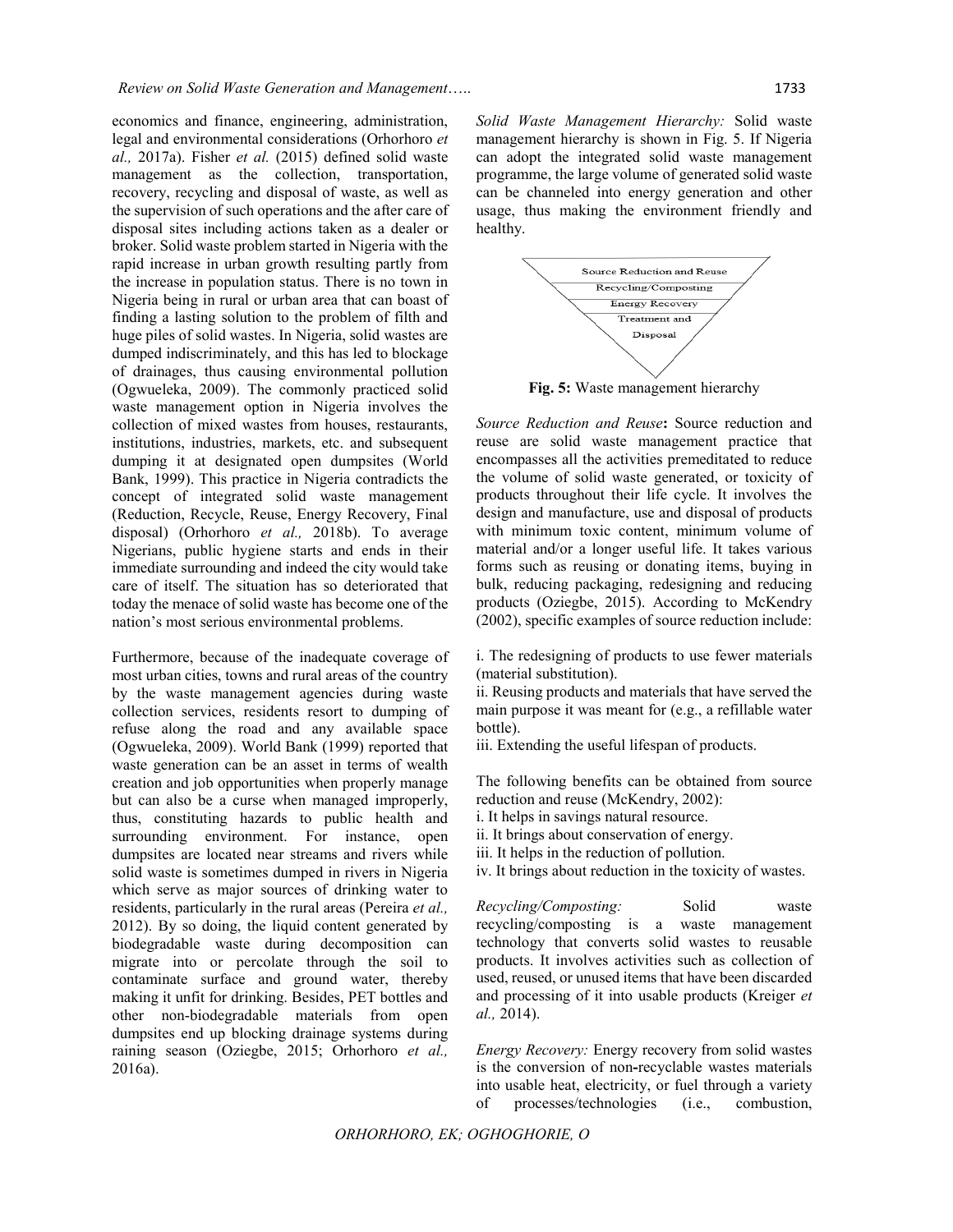economics and finance, engineering, administration, legal and environmental considerations (Orhorhoro *et al.,* 2017a). Fisher *et al.* (2015) defined solid waste management as the collection, transportation, recovery, recycling and disposal of waste, as well as the supervision of such operations and the after care of disposal sites including actions taken as a dealer or broker. Solid waste problem started in Nigeria with the rapid increase in urban growth resulting partly from the increase in population status. There is no town in Nigeria being in rural or urban area that can boast of finding a lasting solution to the problem of filth and huge piles of solid wastes. In Nigeria, solid wastes are dumped indiscriminately, and this has led to blockage of drainages, thus causing environmental pollution (Ogwueleka, 2009). The commonly practiced solid waste management option in Nigeria involves the collection of mixed wastes from houses, restaurants, institutions, industries, markets, etc. and subsequent dumping it at designated open dumpsites (World Bank, 1999). This practice in Nigeria contradicts the concept of integrated solid waste management (Reduction, Recycle, Reuse, Energy Recovery, Final disposal) (Orhorhoro *et al.,* 2018b). To average Nigerians, public hygiene starts and ends in their immediate surrounding and indeed the city would take care of itself. The situation has so deteriorated that today the menace of solid waste has become one of the nation's most serious environmental problems.

Furthermore, because of the inadequate coverage of most urban cities, towns and rural areas of the country by the waste management agencies during waste collection services, residents resort to dumping of refuse along the road and any available space (Ogwueleka, 2009). World Bank (1999) reported that waste generation can be an asset in terms of wealth creation and job opportunities when properly manage but can also be a curse when managed improperly, thus, constituting hazards to public health and surrounding environment. For instance, open dumpsites are located near streams and rivers while solid waste is sometimes dumped in rivers in Nigeria which serve as major sources of drinking water to residents, particularly in the rural areas (Pereira *et al.,* 2012). By so doing, the liquid content generated by biodegradable waste during decomposition can migrate into or percolate through the soil to contaminate surface and ground water, thereby making it unfit for drinking. Besides, PET bottles and other non-biodegradable materials from open dumpsites end up blocking drainage systems during raining season (Oziegbe, 2015; Orhorhoro *et al.,* 2016a).

*Solid Waste Management Hierarchy:* Solid waste management hierarchy is shown in Fig. 5. If Nigeria can adopt the integrated solid waste management programme, the large volume of generated solid waste can be channeled into energy generation and other usage, thus making the environment friendly and healthy.

Source Reduction and Reuse
Recycling/Composting
Energy Recovery
Treatment and Disposal

**Fig. 5:** Waste management hierarchy

*Source Reduction and Reuse***:** Source reduction and reuse are solid waste management practice that encompasses all the activities premeditated to reduce the volume of solid waste generated, or toxicity of products throughout their life cycle. It involves the design and manufacture, use and disposal of products with minimum toxic content, minimum volume of material and/or a longer useful life. It takes various forms such as reusing or donating items, buying in bulk, reducing packaging, redesigning and reducing products (Oziegbe, 2015). According to McKendry (2002), specific examples of source reduction include:

i. The redesigning of products to use fewer materials (material substitution).
ii. Reusing products and materials that have served the main purpose it was meant for (e.g., a refillable water bottle).
iii. Extending the useful lifespan of products.

The following benefits can be obtained from source reduction and reuse (McKendry, 2002):
i. It helps in savings natural resource.
ii. It brings about conservation of energy.
iii. It helps in the reduction of pollution.
iv. It brings about reduction in the toxicity of wastes.

*Recycling/Composting:* Solid waste recycling/composting is a waste management technology that converts solid wastes to reusable products. It involves activities such as collection of used, reused, or unused items that have been discarded and processing of it into usable products (Kreiger *et al.,* 2014).

*Energy Recovery:* Energy recovery from solid wastes is the conversion of non-recyclable wastes materials into usable heat, electricity, or fuel through a variety of processes/technologies (i.e., combustion,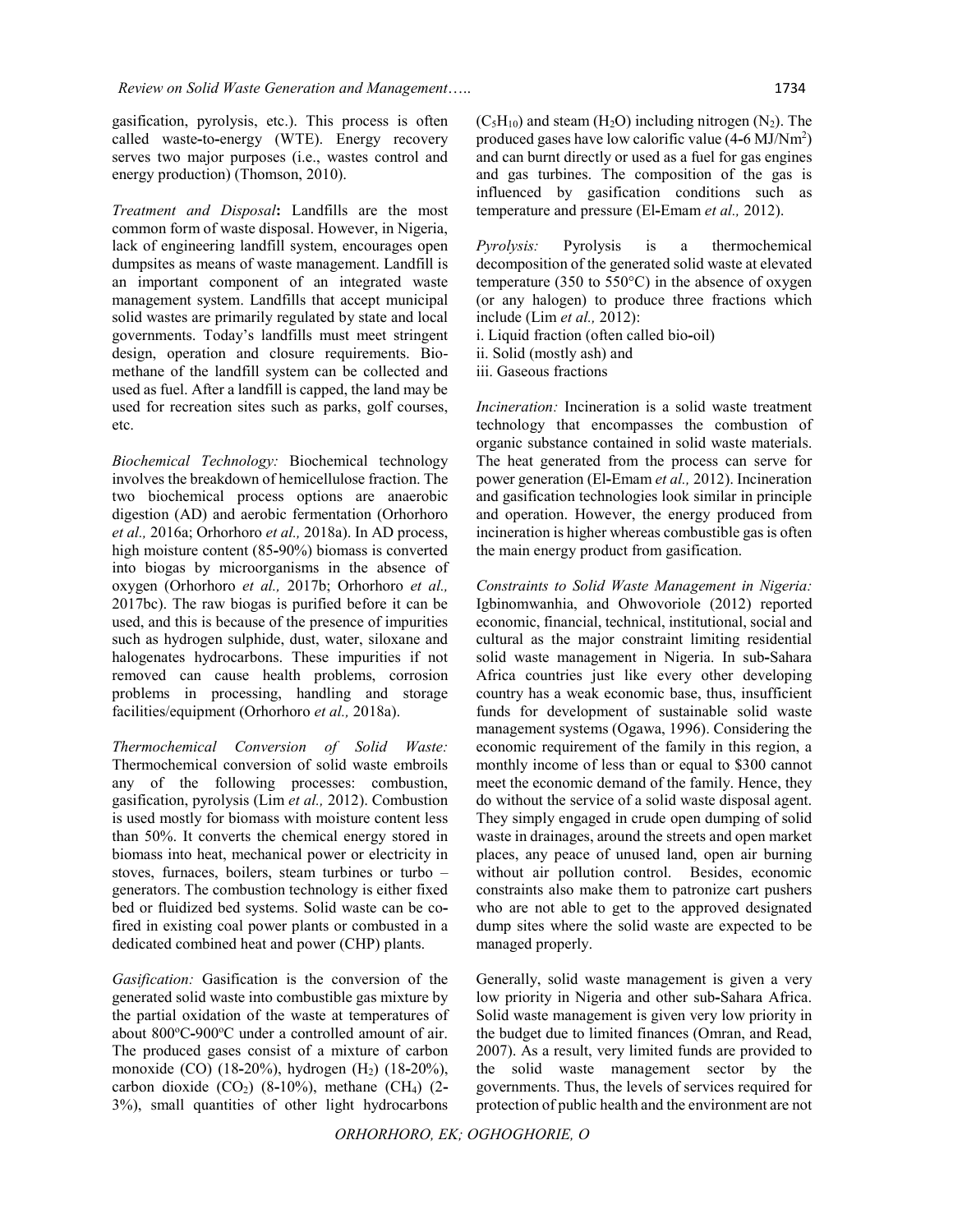gasification, pyrolysis, etc.). This process is often called waste-to-energy (WTE). Energy recovery serves two major purposes (i.e., wastes control and energy production) (Thomson, 2010).

*Treatment and Disposal***:** Landfills are the most common form of waste disposal. However, in Nigeria, lack of engineering landfill system, encourages open dumpsites as means of waste management. Landfill is an important component of an integrated waste management system. Landfills that accept municipal solid wastes are primarily regulated by state and local governments. Today's landfills must meet stringent design, operation and closure requirements. Bio-methane of the landfill system can be collected and used as fuel. After a landfill is capped, the land may be used for recreation sites such as parks, golf courses, etc.

*Biochemical Technology:* Biochemical technology involves the breakdown of hemicellulose fraction. The two biochemical process options are anaerobic digestion (AD) and aerobic fermentation (Orhorhoro *et al.,* 2016a; Orhorhoro *et al.,* 2018a). In AD process, high moisture content (85-90%) biomass is converted into biogas by microorganisms in the absence of oxygen (Orhorhoro *et al.,* 2017b; Orhorhoro *et al.,* 2017bc). The raw biogas is purified before it can be used, and this is because of the presence of impurities such as hydrogen sulphide, dust, water, siloxane and halogenates hydrocarbons. These impurities if not removed can cause health problems, corrosion problems in processing, handling and storage facilities/equipment (Orhorhoro *et al.,* 2018a).

*Thermochemical Conversion of Solid Waste:* Thermochemical conversion of solid waste embroils any of the following processes: combustion, gasification, pyrolysis (Lim *et al.,* 2012). Combustion is used mostly for biomass with moisture content less than 50%. It converts the chemical energy stored in biomass into heat, mechanical power or electricity in stoves, furnaces, boilers, steam turbines or turbo – generators. The combustion technology is either fixed bed or fluidized bed systems. Solid waste can be co-fired in existing coal power plants or combusted in a dedicated combined heat and power (CHP) plants.

*Gasification:* Gasification is the conversion of the generated solid waste into combustible gas mixture by the partial oxidation of the waste at temperatures of about 800$^o$C-900$^o$C under a controlled amount of air. The produced gases consist of a mixture of carbon monoxide (CO) (18-20%), hydrogen ($H_2$) (18-20%), carbon dioxide ($CO_2$) (8-10%), methane ($CH_4$) (2-3%), small quantities of other light hydrocarbons ($C_5H_{10}$) and steam ($H_2O$) including nitrogen ($N_2$). The produced gases have low calorific value (4-6 MJ/Nm$^2$) and can burnt directly or used as a fuel for gas engines and gas turbines. The composition of the gas is influenced by gasification conditions such as temperature and pressure (El-Emam *et al.,* 2012).

*Pyrolysis:* Pyrolysis is a thermochemical decomposition of the generated solid waste at elevated temperature (350 to 550°C) in the absence of oxygen (or any halogen) to produce three fractions which include (Lim *et al.,* 2012):

i. Liquid fraction (often called bio-oil)
ii. Solid (mostly ash) and
iii. Gaseous fractions

*Incineration:* Incineration is a solid waste treatment technology that encompasses the combustion of organic substance contained in solid waste materials. The heat generated from the process can serve for power generation (El-Emam *et al.,* 2012). Incineration and gasification technologies look similar in principle and operation. However, the energy produced from incineration is higher whereas combustible gas is often the main energy product from gasification.

*Constraints to Solid Waste Management in Nigeria:* Igbinomwanhia, and Ohwovoriole (2012) reported economic, financial, technical, institutional, social and cultural as the major constraint limiting residential solid waste management in Nigeria. In sub-Sahara Africa countries just like every other developing country has a weak economic base, thus, insufficient funds for development of sustainable solid waste management systems (Ogawa, 1996). Considering the economic requirement of the family in this region, a monthly income of less than or equal to \$300 cannot meet the economic demand of the family. Hence, they do without the service of a solid waste disposal agent. They simply engaged in crude open dumping of solid waste in drainages, around the streets and open market places, any peace of unused land, open air burning without air pollution control. Besides, economic constraints also make them to patronize cart pushers who are not able to get to the approved designated dump sites where the solid waste are expected to be managed properly.

Generally, solid waste management is given a very low priority in Nigeria and other sub-Sahara Africa. Solid waste management is given very low priority in the budget due to limited finances (Omran, and Read, 2007). As a result, very limited funds are provided to the solid waste management sector by the governments. Thus, the levels of services required for protection of public health and the environment are not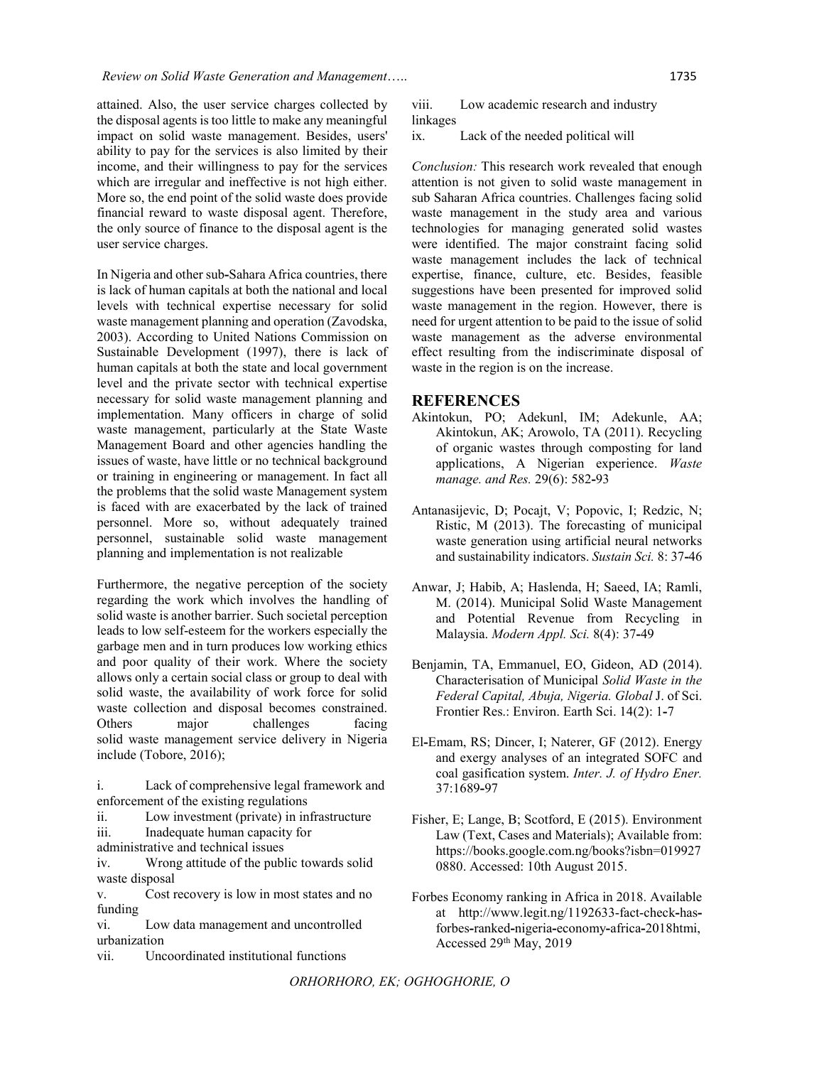attained. Also, the user service charges collected by the disposal agents is too little to make any meaningful impact on solid waste management. Besides, users' ability to pay for the services is also limited by their income, and their willingness to pay for the services which are irregular and ineffective is not high either. More so, the end point of the solid waste does provide financial reward to waste disposal agent. Therefore, the only source of finance to the disposal agent is the user service charges.

In Nigeria and other sub-Sahara Africa countries, there is lack of human capitals at both the national and local levels with technical expertise necessary for solid waste management planning and operation (Zavodska, 2003). According to United Nations Commission on Sustainable Development (1997), there is lack of human capitals at both the state and local government level and the private sector with technical expertise necessary for solid waste management planning and implementation. Many officers in charge of solid waste management, particularly at the State Waste Management Board and other agencies handling the issues of waste, have little or no technical background or training in engineering or management. In fact all the problems that the solid waste Management system is faced with are exacerbated by the lack of trained personnel. More so, without adequately trained personnel, sustainable solid waste management planning and implementation is not realizable

Furthermore, the negative perception of the society regarding the work which involves the handling of solid waste is another barrier. Such societal perception leads to low self-esteem for the workers especially the garbage men and in turn produces low working ethics and poor quality of their work. Where the society allows only a certain social class or group to deal with solid waste, the availability of work force for solid waste collection and disposal becomes constrained. Others major challenges facing solid waste management service delivery in Nigeria include (Tobore, 2016);

i. Lack of comprehensive legal framework and enforcement of the existing regulations
ii. Low investment (private) in infrastructure
iii. Inadequate human capacity for administrative and technical issues
iv. Wrong attitude of the public towards solid waste disposal
v. Cost recovery is low in most states and no funding
vi. Low data management and uncontrolled urbanization
vii. Uncoordinated institutional functions
viii. Low academic research and industry linkages
ix. Lack of the needed political will

*Conclusion:* This research work revealed that enough attention is not given to solid waste management in sub Saharan Africa countries. Challenges facing solid waste management in the study area and various technologies for managing generated solid wastes were identified. The major constraint facing solid waste management includes the lack of technical expertise, finance, culture, etc. Besides, feasible suggestions have been presented for improved solid waste management in the region. However, there is need for urgent attention to be paid to the issue of solid waste management as the adverse environmental effect resulting from the indiscriminate disposal of waste in the region is on the increase.

## REFERENCES

Akintokun, PO; Adekunl, IM; Adekunle, AA; Akintokun, AK; Arowolo, TA (2011). Recycling of organic wastes through composting for land applications, A Nigerian experience. *Waste manage. and Res.* 29(6): 582-93

Antanasijevic, D; Pocajt, V; Popovic, I; Redzic, N; Ristic, M (2013). The forecasting of municipal waste generation using artificial neural networks and sustainability indicators. *Sustain Sci.* 8: 37-46

Anwar, J; Habib, A; Haslenda, H; Saeed, IA; Ramli, M. (2014). Municipal Solid Waste Management and Potential Revenue from Recycling in Malaysia. *Modern Appl. Sci.* 8(4): 37-49

Benjamin, TA, Emmanuel, EO, Gideon, AD (2014). Characterisation of Municipal *Solid Waste in the Federal Capital, Abuja, Nigeria. Global* J. of Sci. Frontier Res.: Environ. Earth Sci. 14(2): 1-7

El-Emam, RS; Dincer, I; Naterer, GF (2012). Energy and exergy analyses of an integrated SOFC and coal gasification system. *Inter. J. of Hydro Ener.* 37:1689-97

Fisher, E; Lange, B; Scotford, E (2015). Environment Law (Text, Cases and Materials); Available from: https://books.google.com.ng/books?isbn=0199270880. Accessed: 10th August 2015.

Forbes Economy ranking in Africa in 2018. Available at http://www.legit.ng/1192633-fact-check-has-forbes-ranked-nigeria-economy-africa-2018htmi, Accessed 29th May, 2019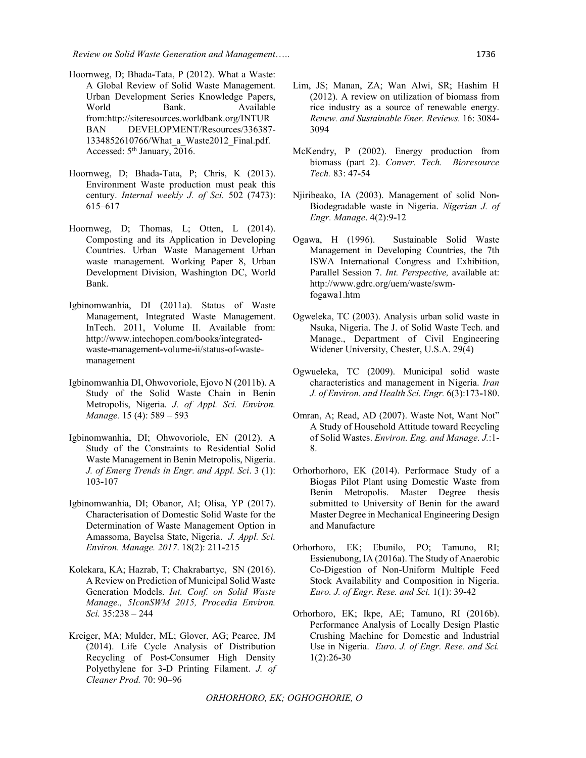Hoornweg, D; Bhada-Tata, P (2012). What a Waste: A Global Review of Solid Waste Management. Urban Development Series Knowledge Papers, World Bank. Available from:http://siteresources.worldbank.org/INTURBAN DEVELOPMENT/Resources/336387-1334852610766/What_a_Waste2012_Final.pdf. Accessed: 5th January, 2016.

Hoornweg, D; Bhada-Tata, P; Chris, K (2013). Environment Waste production must peak this century. *Internal weekly J. of Sci.* 502 (7473): 615–617

Hoornweg, D; Thomas, L; Otten, L (2014). Composting and its Application in Developing Countries. Urban Waste Management Urban waste management. Working Paper 8, Urban Development Division, Washington DC, World Bank.

Igbinomwanhia, DI (2011a). Status of Waste Management, Integrated Waste Management. InTech. 2011, Volume II. Available from: http://www.intechopen.com/books/integrated-waste-management-volume-ii/status-of-waste-management

Igbinomwanhia DI, Ohwovoriole, Ejovo N (2011b). A Study of the Solid Waste Chain in Benin Metropolis, Nigeria. *J. of Appl. Sci. Environ. Manage.* 15 (4): 589 – 593

Igbinomwanhia, DI; Ohwovoriole, EN (2012). A Study of the Constraints to Residential Solid Waste Management in Benin Metropolis, Nigeria. *J. of Emerg Trends in Engr. and Appl. Sci*. 3 (1): 103-107

Igbinomwanhia, DI; Obanor, AI; Olisa, YP (2017). Characterisation of Domestic Solid Waste for the Determination of Waste Management Option in Amassoma, Bayelsa State, Nigeria. *J. Appl. Sci. Environ. Manage. 2017*. 18(2): 211-215

Kolekara, KA; Hazrab, T; Chakrabartyc, SN (2016). A Review on Prediction of Municipal Solid Waste Generation Models. *Int. Conf. on Solid Waste Manage., 5IconSWM 2015, Procedia Environ. Sci.* 35:238 – 244

Kreiger, MA; Mulder, ML; Glover, AG; Pearce, JM (2014). Life Cycle Analysis of Distribution Recycling of Post-Consumer High Density Polyethylene for 3-D Printing Filament. *J. of Cleaner Prod.* 70: 90–96

Lim, JS; Manan, ZA; Wan Alwi, SR; Hashim H (2012). A review on utilization of biomass from rice industry as a source of renewable energy. *Renew. and Sustainable Ener. Reviews.* 16: 3084-3094

McKendry, P (2002). Energy production from biomass (part 2). *Conver. Tech. Bioresource Tech.* 83: 47-54

Njiribeako, IA (2003). Management of solid Non-Biodegradable waste in Nigeria. *Nigerian J. of Engr. Manage*. 4(2):9-12

Ogawa, H (1996). Sustainable Solid Waste Management in Developing Countries, the 7th ISWA International Congress and Exhibition, Parallel Session 7. *Int. Perspective,* available at: http://www.gdrc.org/uem/waste/swm-fogawa1.htm

Ogweleka, TC (2003). Analysis urban solid waste in Nsuka, Nigeria. The J. of Solid Waste Tech. and Manage., Department of Civil Engineering Widener University, Chester, U.S.A. 29(4)

Ogwueleka, TC (2009). Municipal solid waste characteristics and management in Nigeria. *Iran J. of Environ. and Health Sci. Engr.* 6(3):173-180.

Omran, A; Read, AD (2007). Waste Not, Want Not" A Study of Household Attitude toward Recycling of Solid Wastes. *Environ. Eng. and Manage. J.*:1-8.

Orhorhorhoro, EK (2014). Performace Study of a Biogas Pilot Plant using Domestic Waste from Benin Metropolis. Master Degree thesis submitted to University of Benin for the award Master Degree in Mechanical Engineering Design and Manufacture

Orhorhoro, EK; Ebunilo, PO; Tamuno, RI; Essienubong, IA (2016a). The Study of Anaerobic Co-Digestion of Non-Uniform Multiple Feed Stock Availability and Composition in Nigeria. *Euro. J. of Engr. Rese. and Sci.* 1(1): 39-42

Orhorhoro, EK; Ikpe, AE; Tamuno, RI (2016b). Performance Analysis of Locally Design Plastic Crushing Machine for Domestic and Industrial Use in Nigeria. *Euro. J. of Engr. Rese. and Sci.* 1(2):26-30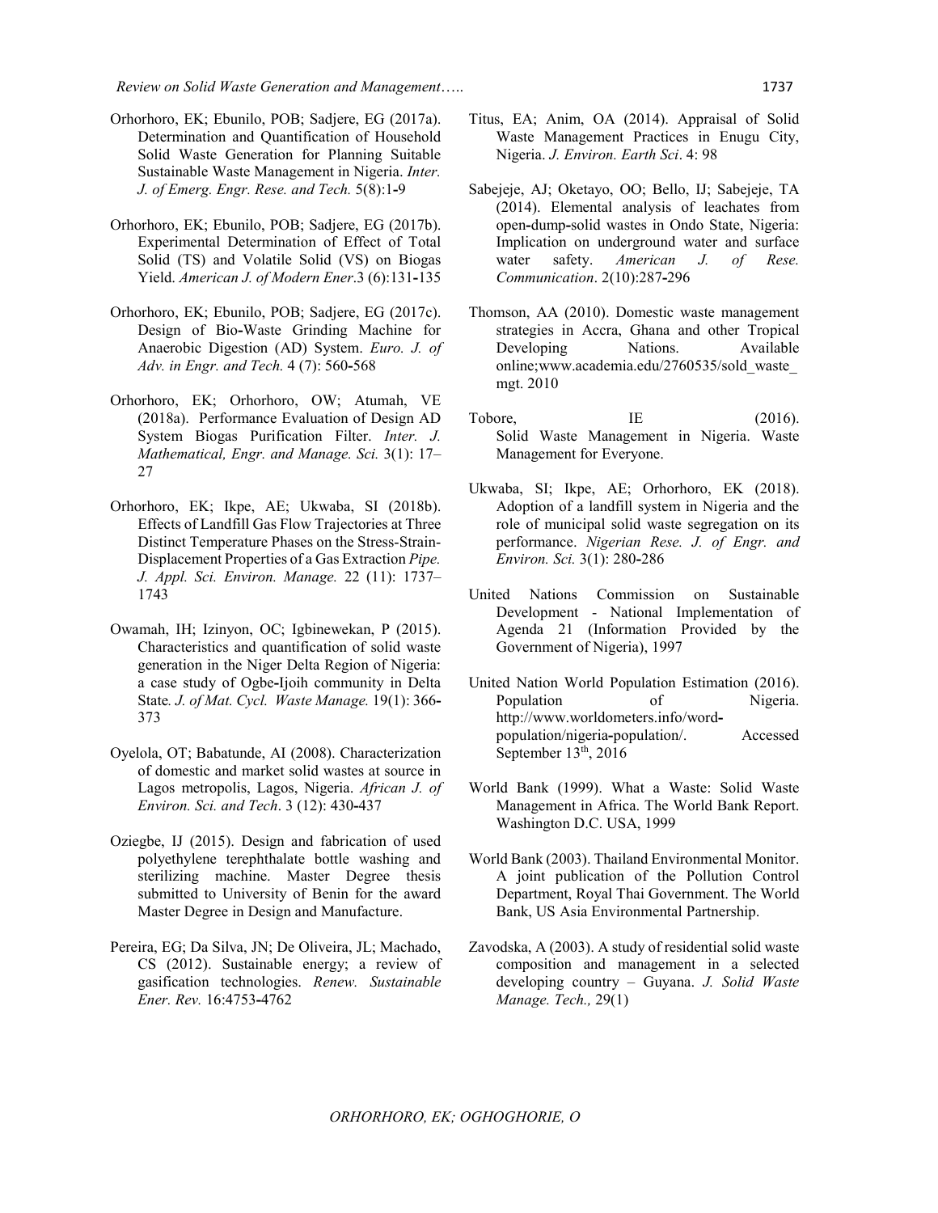Orhorhoro, EK; Ebunilo, POB; Sadjere, EG (2017a). Determination and Quantification of Household Solid Waste Generation for Planning Suitable Sustainable Waste Management in Nigeria. *Inter. J. of Emerg. Engr. Rese. and Tech.* 5(8):1-9

Orhorhoro, EK; Ebunilo, POB; Sadjere, EG (2017b). Experimental Determination of Effect of Total Solid (TS) and Volatile Solid (VS) on Biogas Yield. *American J. of Modern Ener*.3 (6):131-135

Orhorhoro, EK; Ebunilo, POB; Sadjere, EG (2017c). Design of Bio-Waste Grinding Machine for Anaerobic Digestion (AD) System. *Euro. J. of Adv. in Engr. and Tech.* 4 (7): 560-568

Orhorhoro, EK; Orhorhoro, OW; Atumah, VE (2018a). Performance Evaluation of Design AD System Biogas Purification Filter. *Inter. J. Mathematical, Engr. and Manage. Sci.* 3(1): 17–27

Orhorhoro, EK; Ikpe, AE; Ukwaba, SI (2018b). Effects of Landfill Gas Flow Trajectories at Three Distinct Temperature Phases on the Stress-Strain-Displacement Properties of a Gas Extraction *Pipe. J. Appl. Sci. Environ. Manage.* 22 (11): 1737–1743

Owamah, IH; Izinyon, OC; Igbinewekan, P (2015). Characteristics and quantification of solid waste generation in the Niger Delta Region of Nigeria: a case study of Ogbe-Ijoih community in Delta State*. J. of Mat. Cycl. Waste Manage.* 19(1): 366-373

Oyelola, OT; Babatunde, AI (2008). Characterization of domestic and market solid wastes at source in Lagos metropolis, Lagos, Nigeria. *African J. of Environ. Sci. and Tech*. 3 (12): 430-437

Oziegbe, IJ (2015). Design and fabrication of used polyethylene terephthalate bottle washing and sterilizing machine. Master Degree thesis submitted to University of Benin for the award Master Degree in Design and Manufacture.

Pereira, EG; Da Silva, JN; De Oliveira, JL; Machado, CS (2012). Sustainable energy; a review of gasification technologies. *Renew. Sustainable Ener. Rev.* 16:4753-4762

Titus, EA; Anim, OA (2014). Appraisal of Solid Waste Management Practices in Enugu City, Nigeria. *J. Environ. Earth Sci*. 4: 98

Sabejeje, AJ; Oketayo, OO; Bello, IJ; Sabejeje, TA (2014). Elemental analysis of leachates from open-dump-solid wastes in Ondo State, Nigeria: Implication on underground water and surface water safety. *American J. of Rese. Communication*. 2(10):287-296

Thomson, AA (2010). Domestic waste management strategies in Accra, Ghana and other Tropical Developing Nations. Available online;www.academia.edu/2760535/sold_waste_mgt. 2010

Tobore, IE (2016). Solid Waste Management in Nigeria. Waste Management for Everyone.

Ukwaba, SI; Ikpe, AE; Orhorhoro, EK (2018). Adoption of a landfill system in Nigeria and the role of municipal solid waste segregation on its performance. *Nigerian Rese. J. of Engr. and Environ. Sci.* 3(1): 280-286

United Nations Commission on Sustainable Development - National Implementation of Agenda 21 (Information Provided by the Government of Nigeria), 1997

United Nation World Population Estimation (2016). Population of Nigeria. http://www.worldometers.info/word-population/nigeria-population/. Accessed September 13th, 2016

World Bank (1999). What a Waste: Solid Waste Management in Africa. The World Bank Report. Washington D.C. USA, 1999

World Bank (2003). Thailand Environmental Monitor. A joint publication of the Pollution Control Department, Royal Thai Government. The World Bank, US Asia Environmental Partnership.

Zavodska, A (2003). A study of residential solid waste composition and management in a selected developing country – Guyana. *J. Solid Waste Manage. Tech.,* 29(1)